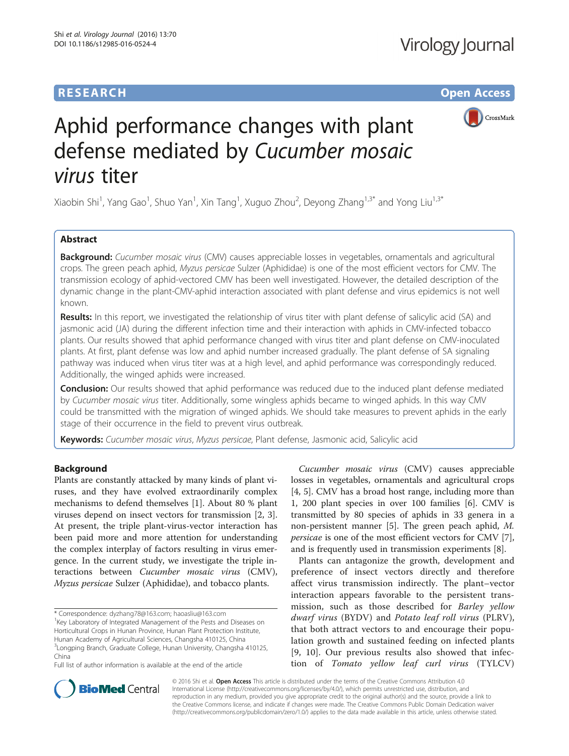**RESEARCH** **Open Access**

# Aphid performance changes with plant defense mediated by *Cucumber mosaic virus* titer

Xiaobin Shi[1], Yang Gao[1], Shuo Yan[1], Xin Tang[1], Xuguo Zhou[2], Deyong Zhang[1,3*] and Yong Liu[1,3*]

## Abstract

**Background:** *Cucumber mosaic virus* (CMV) causes appreciable losses in vegetables, ornamentals and agricultural crops. The green peach aphid, *Myzus persicae* Sulzer (Aphididae) is one of the most efficient vectors for CMV. The transmission ecology of aphid-vectored CMV has been well investigated. However, the detailed description of the dynamic change in the plant-CMV-aphid interaction associated with plant defense and virus epidemics is not well known.

**Results:** In this report, we investigated the relationship of virus titer with plant defense of salicylic acid (SA) and jasmonic acid (JA) during the different infection time and their interaction with aphids in CMV-infected tobacco plants. Our results showed that aphid performance changed with virus titer and plant defense on CMV-inoculated plants. At first, plant defense was low and aphid number increased gradually. The plant defense of SA signaling pathway was induced when virus titer was at a high level, and aphid performance was correspondingly reduced. Additionally, the winged aphids were increased.

**Conclusion:** Our results showed that aphid performance was reduced due to the induced plant defense mediated by *Cucumber mosaic virus* titer. Additionally, some wingless aphids became to winged aphids. In this way CMV could be transmitted with the migration of winged aphids. We should take measures to prevent aphids in the early stage of their occurrence in the field to prevent virus outbreak.

**Keywords:** *Cucumber mosaic virus*, *Myzus persicae*, Plant defense, Jasmonic acid, Salicylic acid

## Background

Plants are constantly attacked by many kinds of plant viruses, and they have evolved extraordinarily complex mechanisms to defend themselves [1]. About 80 % plant viruses depend on insect vectors for transmission [2, 3]. At present, the triple plant-virus-vector interaction has been paid more and more attention for understanding the complex interplay of factors resulting in virus emergence. In the current study, we investigate the triple interactions between *Cucumber mosaic virus* (CMV), *Myzus persicae* Sulzer (Aphididae), and tobacco plants.

*Cucumber mosaic virus* (CMV) causes appreciable losses in vegetables, ornamentals and agricultural crops [4, 5]. CMV has a broad host range, including more than 1, 200 plant species in over 100 families [6]. CMV is transmitted by 80 species of aphids in 33 genera in a non-persistent manner [5]. The green peach aphid, *M. persicae* is one of the most efficient vectors for CMV [7], and is frequently used in transmission experiments [8].

Plants can antagonize the growth, development and preference of insect vectors directly and therefore affect virus transmission indirectly. The plant–vector interaction appears favorable to the persistent transmission, such as those described for *Barley yellow dwarf virus* (BYDV) and *Potato leaf roll virus* (PLRV), that both attract vectors to and encourage their population growth and sustained feeding on infected plants [9, 10]. Our previous results also showed that infection of *Tomato yellow leaf curl virus* (TYLCV)

\* Correspondence: dyzhang78@163.com; haoasliu@163.com

[1]Key Laboratory of Integrated Management of the Pests and Diseases on Horticultural Crops in Hunan Province, Hunan Plant Protection Institute, Hunan Academy of Agricultural Sciences, Changsha 410125, China

[3]Longping Branch, Graduate College, Hunan University, Changsha 410125, China

Full list of author information is available at the end of the article

© 2016 Shi et al. **Open Access** This article is distributed under the terms of the Creative Commons Attribution 4.0 International License (http://creativecommons.org/licenses/by/4.0/), which permits unrestricted use, distribution, and reproduction in any medium, provided you give appropriate credit to the original author(s) and the source, provide a link to the Creative Commons license, and indicate if changes were made. The Creative Commons Public Domain Dedication waiver (http://creativecommons.org/publicdomain/zero/1.0/) applies to the data made available in this article, unless otherwise stated.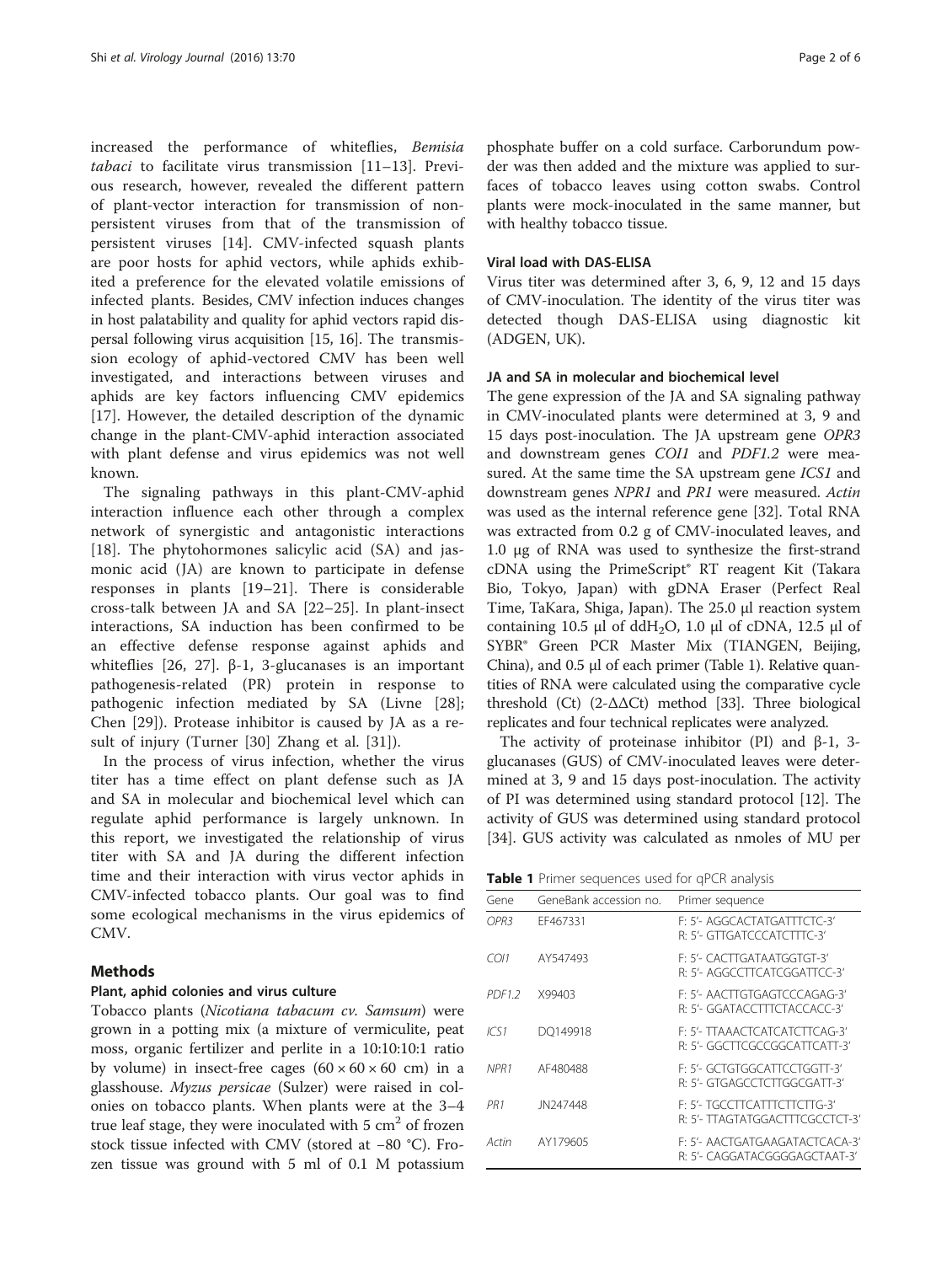increased the performance of whiteflies, *Bemisia tabaci* to facilitate virus transmission [11–13]. Previous research, however, revealed the different pattern of plant-vector interaction for transmission of non-persistent viruses from that of the transmission of persistent viruses [14]. CMV-infected squash plants are poor hosts for aphid vectors, while aphids exhibited a preference for the elevated volatile emissions of infected plants. Besides, CMV infection induces changes in host palatability and quality for aphid vectors rapid dispersal following virus acquisition [15, 16]. The transmission ecology of aphid-vectored CMV has been well investigated, and interactions between viruses and aphids are key factors influencing CMV epidemics [17]. However, the detailed description of the dynamic change in the plant-CMV-aphid interaction associated with plant defense and virus epidemics was not well known.

The signaling pathways in this plant-CMV-aphid interaction influence each other through a complex network of synergistic and antagonistic interactions [18]. The phytohormones salicylic acid (SA) and jasmonic acid (JA) are known to participate in defense responses in plants [19–21]. There is considerable cross-talk between JA and SA [22–25]. In plant-insect interactions, SA induction has been confirmed to be an effective defense response against aphids and whiteflies [26, 27]. β-1, 3-glucanases is an important pathogenesis-related (PR) protein in response to pathogenic infection mediated by SA (Livne [28]; Chen [29]). Protease inhibitor is caused by JA as a result of injury (Turner [30] Zhang et al. [31]).

In the process of virus infection, whether the virus titer has a time effect on plant defense such as JA and SA in molecular and biochemical level which can regulate aphid performance is largely unknown. In this report, we investigated the relationship of virus titer with SA and JA during the different infection time and their interaction with virus vector aphids in CMV-infected tobacco plants. Our goal was to find some ecological mechanisms in the virus epidemics of CMV.

## Methods

### Plant, aphid colonies and virus culture

Tobacco plants (*Nicotiana tabacum cv. Samsum*) were grown in a potting mix (a mixture of vermiculite, peat moss, organic fertilizer and perlite in a 10:10:10:1 ratio by volume) in insect-free cages (60 × 60 × 60 cm) in a glasshouse. *Myzus persicae* (Sulzer) were raised in colonies on tobacco plants. When plants were at the 3–4 true leaf stage, they were inoculated with 5 $cm^2$ of frozen stock tissue infected with CMV (stored at −80 °C). Frozen tissue was ground with 5 ml of 0.1 M potassium phosphate buffer on a cold surface. Carborundum powder was then added and the mixture was applied to surfaces of tobacco leaves using cotton swabs. Control plants were mock-inoculated in the same manner, but with healthy tobacco tissue.

### Viral load with DAS-ELISA

Virus titer was determined after 3, 6, 9, 12 and 15 days of CMV-inoculation. The identity of the virus titer was detected though DAS-ELISA using diagnostic kit (ADGEN, UK).

### JA and SA in molecular and biochemical level

The gene expression of the JA and SA signaling pathway in CMV-inoculated plants were determined at 3, 9 and 15 days post-inoculation. The JA upstream gene *OPR3* and downstream genes *COI1* and *PDF1.2* were measured. At the same time the SA upstream gene *ICS1* and downstream genes *NPR1* and *PR1* were measured. *Actin* was used as the internal reference gene [32]. Total RNA was extracted from 0.2 g of CMV-inoculated leaves, and 1.0 μg of RNA was used to synthesize the first-strand cDNA using the PrimeScript® RT reagent Kit (Takara Bio, Tokyo, Japan) with gDNA Eraser (Perfect Real Time, TaKara, Shiga, Japan). The 25.0 μl reaction system containing 10.5 μl of dd$H_2O$, 1.0 μl of cDNA, 12.5 μl of SYBR® Green PCR Master Mix (TIANGEN, Beijing, China), and 0.5 μl of each primer (Table 1). Relative quantities of RNA were calculated using the comparative cycle threshold (Ct) ($2^{-\Delta\Delta Ct}$) method [33]. Three biological replicates and four technical replicates were analyzed.

The activity of proteinase inhibitor (PI) and β-1, 3-glucanases (GUS) of CMV-inoculated leaves were determined at 3, 9 and 15 days post-inoculation. The activity of PI was determined using standard protocol [12]. The activity of GUS was determined using standard protocol [34]. GUS activity was calculated as nmoles of MU per

**Table 1** Primer sequences used for qPCR analysis

| Gene | GeneBank accession no. | Primer sequence |
|---|---|---|
| *OPR3* | EF467331 | F: 5'- AGGCACTATGATTTCTC-3'<br>R: 5'- GTTGATCCCATCTTTC-3' |
| *COI1* | AY547493 | F: 5'- CACTTGATAATGGTGT-3'<br>R: 5'- AGGCCTTCATCGGATTCC-3' |
| *PDF1.2* | X99403 | F: 5'- AACTTGTGAGTCCCAGAG-3'<br>R: 5'- GGATACCTTTCTACCACC-3' |
| *ICS1* | DQ149918 | F: 5'- TTAAACTCATCATCTTCAG-3'<br>R: 5'- GGCTTCGCCGGCATTCATT-3' |
| *NPR1* | AF480488 | F: 5'- GCTGTGGCATTCCTGGTT-3'<br>R: 5'- GTGAGCCTCTTGGCGATT-3' |
| *PR1* | JN247448 | F: 5'- TGCCTTCATTTCTTCTTG-3'<br>R: 5'- TTAGTATGGACTTTCGCCTCT-3' |
| *Actin* | AY179605 | F: 5'- AACTGATGAAGATACTCACA-3'<br>R: 5'- CAGGATACGGGGAGCTAAT-3' |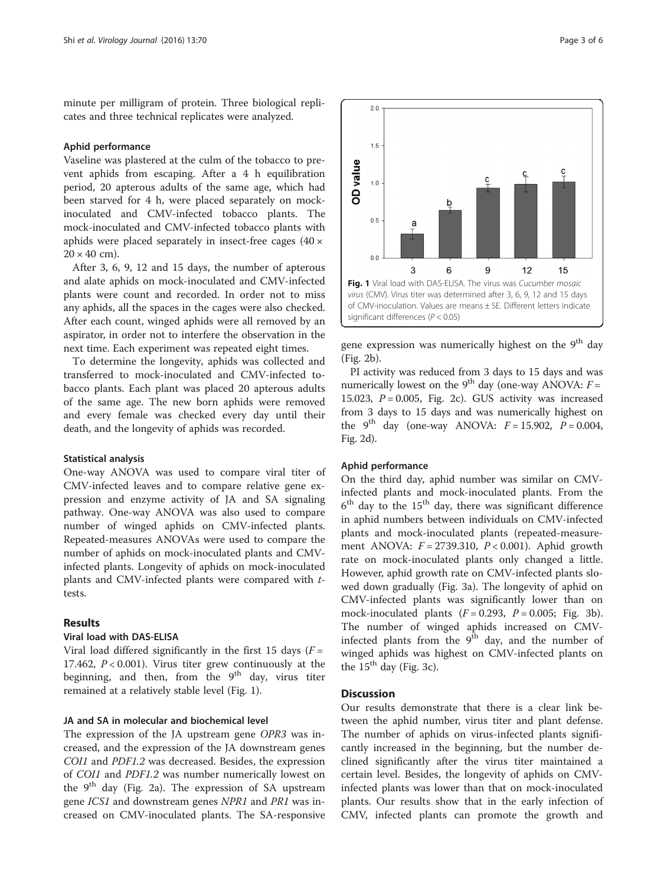minute per milligram of protein. Three biological replicates and three technical replicates were analyzed.

### Aphid performance

Vaseline was plastered at the culm of the tobacco to prevent aphids from escaping. After a 4 h equilibration period, 20 apterous adults of the same age, which had been starved for 4 h, were placed separately on mock-inoculated and CMV-infected tobacco plants. The mock-inoculated and CMV-infected tobacco plants with aphids were placed separately in insect-free cages (40 × 20 × 40 cm).

After 3, 6, 9, 12 and 15 days, the number of apterous and alate aphids on mock-inoculated and CMV-infected plants were count and recorded. In order not to miss any aphids, all the spaces in the cages were also checked. After each count, winged aphids were all removed by an aspirator, in order not to interfere the observation in the next time. Each experiment was repeated eight times.

To determine the longevity, aphids was collected and transferred to mock-inoculated and CMV-infected tobacco plants. Each plant was placed 20 apterous adults of the same age. The new born aphids were removed and every female was checked every day until their death, and the longevity of aphids was recorded.

### Statistical analysis

One-way ANOVA was used to compare viral titer of CMV-infected leaves and to compare relative gene expression and enzyme activity of JA and SA signaling pathway. One-way ANOVA was also used to compare number of winged aphids on CMV-infected plants. Repeated-measures ANOVAs were used to compare the number of aphids on mock-inoculated plants and CMV-infected plants. Longevity of aphids on mock-inoculated plants and CMV-infected plants were compared with *t*-tests.

## Results

### Viral load with DAS-ELISA

Viral load differed significantly in the first 15 days ($F = 17.462$, $P < 0.001$). Virus titer grew continuously at the beginning, and then, from the 9[th] day, virus titer remained at a relatively stable level (Fig. 1).

### JA and SA in molecular and biochemical level

The expression of the JA upstream gene *OPR3* was increased, and the expression of the JA downstream genes *COI1* and *PDF1.2* was decreased. Besides, the expression of *COI1* and *PDF1.2* was number numerically lowest on the 9[th] day (Fig. 2a). The expression of SA upstream gene *ICS1* and downstream genes *NPR1* and *PR1* was increased on CMV-inoculated plants. The SA-responsive gene expression was numerically highest on the 9[th] day (Fig. 2b).

**Fig. 1** Viral load with DAS-ELISA. The virus was *Cucumber mosaic virus* (CMV). Virus titer was determined after 3, 6, 9, 12 and 15 days of CMV-inoculation. Values are means ± SE. Different letters indicate significant differences ($P < 0.05$)

PI activity was reduced from 3 days to 15 days and was numerically lowest on the 9[th] day (one-way ANOVA: $F = 15.023$, $P = 0.005$, Fig. 2c). GUS activity was increased from 3 days to 15 days and was numerically highest on the 9[th] day (one-way ANOVA: $F = 15.902$, $P = 0.004$, Fig. 2d).

### Aphid performance

On the third day, aphid number was similar on CMV-infected plants and mock-inoculated plants. From the 6[th] day to the 15[th] day, there was significant difference in aphid numbers between individuals on CMV-infected plants and mock-inoculated plants (repeated-measurement ANOVA: $F = 2739.310$, $P < 0.001$). Aphid growth rate on mock-inoculated plants only changed a little. However, aphid growth rate on CMV-infected plants slowed down gradually (Fig. 3a). The longevity of aphid on CMV-infected plants was significantly lower than on mock-inoculated plants ($F = 0.293$, $P = 0.005$; Fig. 3b). The number of winged aphids increased on CMV-infected plants from the 9[th] day, and the number of winged aphids was highest on CMV-infected plants on the 15[th] day (Fig. 3c).

## Discussion

Our results demonstrate that there is a clear link between the aphid number, virus titer and plant defense. The number of aphids on virus-infected plants significantly increased in the beginning, but the number declined significantly after the virus titer maintained a certain level. Besides, the longevity of aphids on CMV-infected plants was lower than that on mock-inoculated plants. Our results show that in the early infection of CMV, infected plants can promote the growth and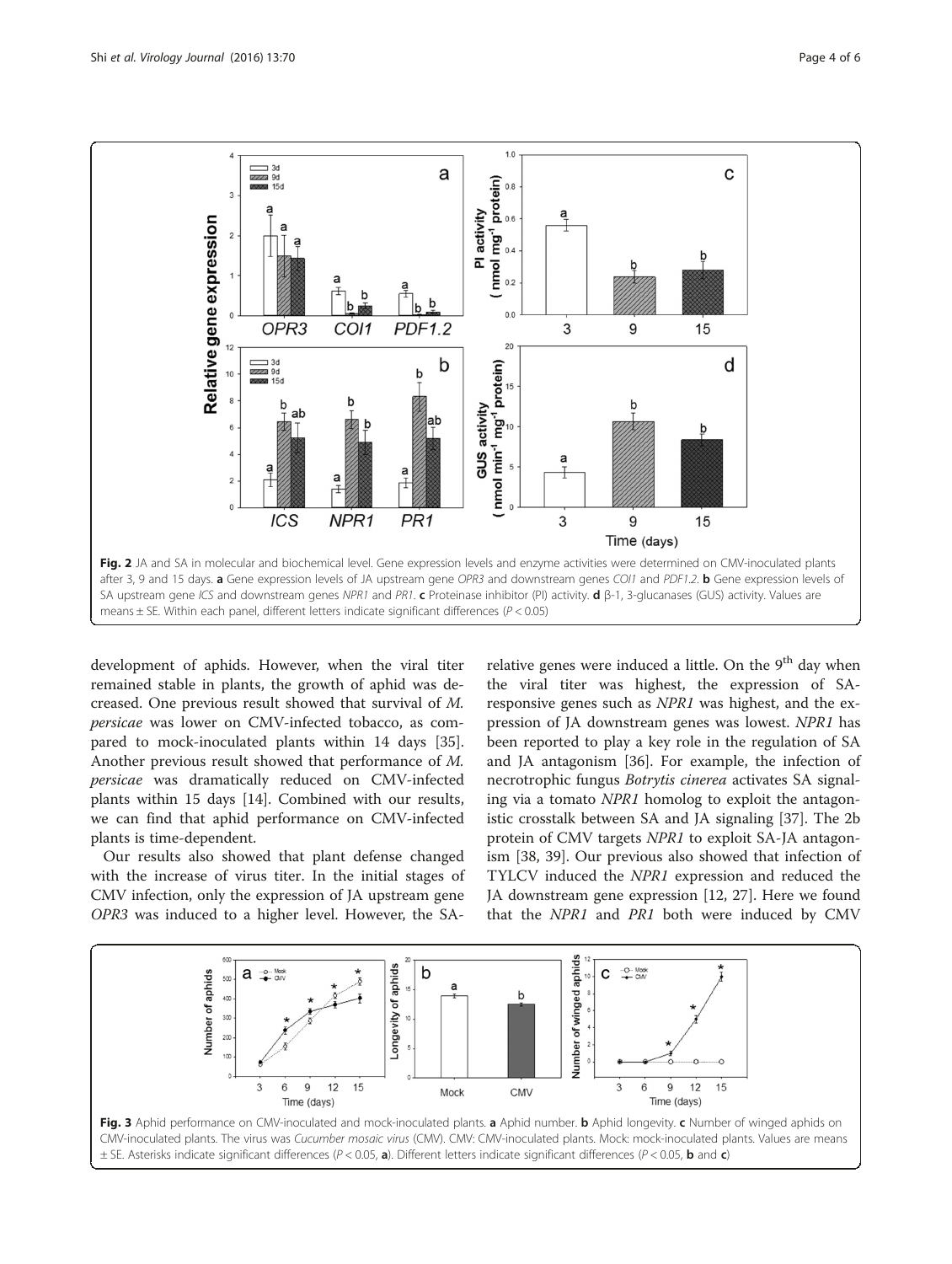Fig. 2 JA and SA in molecular and biochemical level. Gene expression levels and enzyme activities were determined on CMV-inoculated plants after 3, 9 and 15 days. **a** Gene expression levels of JA upstream gene *OPR3* and downstream genes *COI1* and *PDF1.2*. **b** Gene expression levels of SA upstream gene *ICS* and downstream genes *NPR1* and *PR1*. **c** Proteinase inhibitor (PI) activity. **d** β-1, 3-glucanases (GUS) activity. Values are means ± SE. Within each panel, different letters indicate significant differences ($P < 0.05$)

development of aphids. However, when the viral titer remained stable in plants, the growth of aphid was decreased. One previous result showed that survival of *M. persicae* was lower on CMV-infected tobacco, as compared to mock-inoculated plants within 14 days [35]. Another previous result showed that performance of *M. persicae* was dramatically reduced on CMV-infected plants within 15 days [14]. Combined with our results, we can find that aphid performance on CMV-infected plants is time-dependent.

Our results also showed that plant defense changed with the increase of virus titer. In the initial stages of CMV infection, only the expression of JA upstream gene *OPR3* was induced to a higher level. However, the SA-relative genes were induced a little. On the 9th day when the viral titer was highest, the expression of SA-responsive genes such as *NPR1* was highest, and the expression of JA downstream genes was lowest. *NPR1* has been reported to play a key role in the regulation of SA and JA antagonism [36]. For example, the infection of necrotrophic fungus *Botrytis cinerea* activates SA signaling via a tomato *NPR1* homolog to exploit the antagonistic crosstalk between SA and JA signaling [37]. The 2b protein of CMV targets *NPR1* to exploit SA-JA antagonism [38, 39]. Our previous also showed that infection of TYLCV induced the *NPR1* expression and reduced the JA downstream gene expression [12, 27]. Here we found that the *NPR1* and *PR1* both were induced by CMV

Fig. 3 Aphid performance on CMV-inoculated and mock-inoculated plants. **a** Aphid number. **b** Aphid longevity. **c** Number of winged aphids on CMV-inoculated plants. The virus was *Cucumber mosaic virus* (CMV). CMV: CMV-inoculated plants. Mock: mock-inoculated plants. Values are means ± SE. Asterisks indicate significant differences ($P < 0.05$, **a**). Different letters indicate significant differences ($P < 0.05$, **b** and **c**)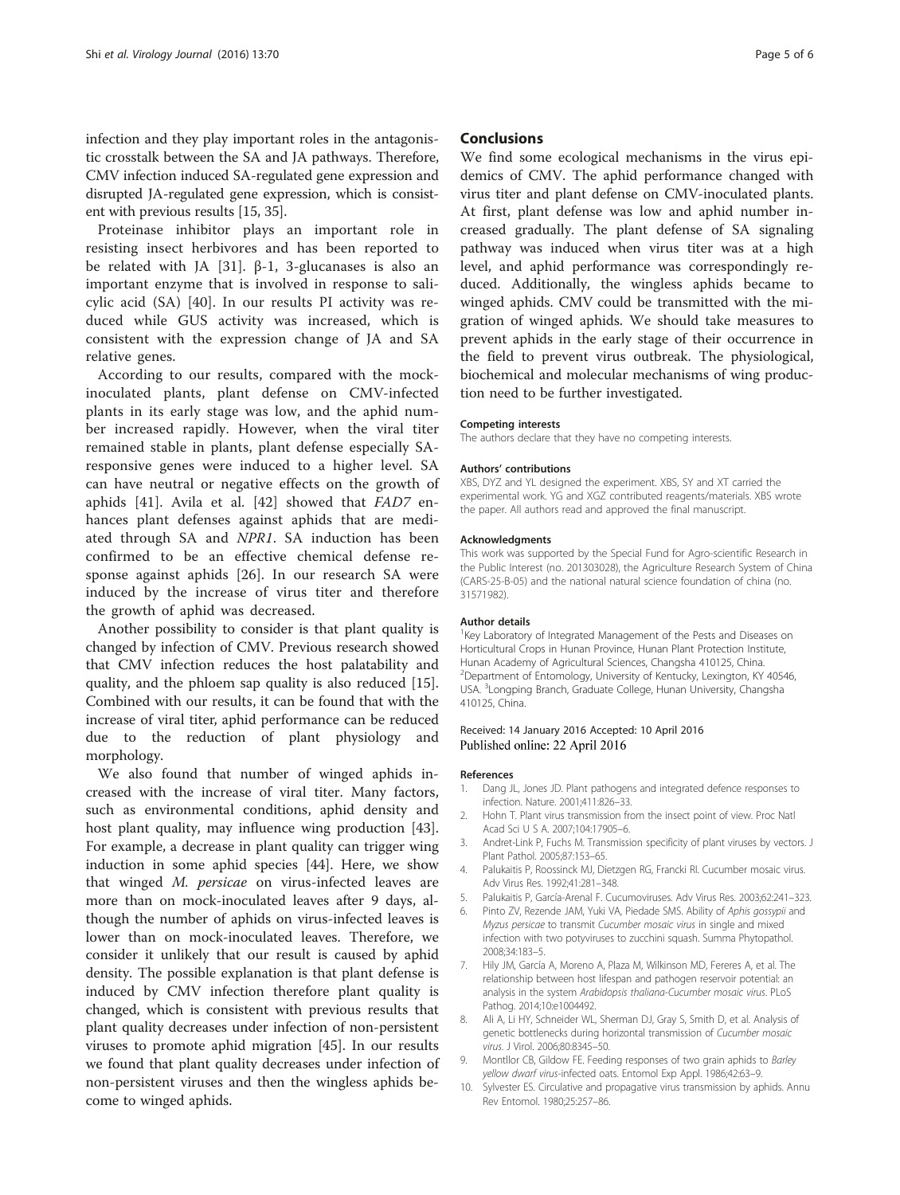infection and they play important roles in the antagonistic crosstalk between the SA and JA pathways. Therefore, CMV infection induced SA-regulated gene expression and disrupted JA-regulated gene expression, which is consistent with previous results [15, 35].

Proteinase inhibitor plays an important role in resisting insect herbivores and has been reported to be related with JA [31]. β-1, 3-glucanases is also an important enzyme that is involved in response to salicylic acid (SA) [40]. In our results PI activity was reduced while GUS activity was increased, which is consistent with the expression change of JA and SA relative genes.

According to our results, compared with the mock-inoculated plants, plant defense on CMV-infected plants in its early stage was low, and the aphid number increased rapidly. However, when the viral titer remained stable in plants, plant defense especially SA-responsive genes were induced to a higher level. SA can have neutral or negative effects on the growth of aphids [41]. Avila et al. [42] showed that *FAD7* enhances plant defenses against aphids that are mediated through SA and *NPR1*. SA induction has been confirmed to be an effective chemical defense response against aphids [26]. In our research SA were induced by the increase of virus titer and therefore the growth of aphid was decreased.

Another possibility to consider is that plant quality is changed by infection of CMV. Previous research showed that CMV infection reduces the host palatability and quality, and the phloem sap quality is also reduced [15]. Combined with our results, it can be found that with the increase of viral titer, aphid performance can be reduced due to the reduction of plant physiology and morphology.

We also found that number of winged aphids increased with the increase of viral titer. Many factors, such as environmental conditions, aphid density and host plant quality, may influence wing production [43]. For example, a decrease in plant quality can trigger wing induction in some aphid species [44]. Here, we show that winged *M. persicae* on virus-infected leaves are more than on mock-inoculated leaves after 9 days, although the number of aphids on virus-infected leaves is lower than on mock-inoculated leaves. Therefore, we consider it unlikely that our result is caused by aphid density. The possible explanation is that plant defense is induced by CMV infection therefore plant quality is changed, which is consistent with previous results that plant quality decreases under infection of non-persistent viruses to promote aphid migration [45]. In our results we found that plant quality decreases under infection of non-persistent viruses and then the wingless aphids become to winged aphids.

## Conclusions

We find some ecological mechanisms in the virus epidemics of CMV. The aphid performance changed with virus titer and plant defense on CMV-inoculated plants. At first, plant defense was low and aphid number increased gradually. The plant defense of SA signaling pathway was induced when virus titer was at a high level, and aphid performance was correspondingly reduced. Additionally, the wingless aphids became to winged aphids. CMV could be transmitted with the migration of winged aphids. We should take measures to prevent aphids in the early stage of their occurrence in the field to prevent virus outbreak. The physiological, biochemical and molecular mechanisms of wing production need to be further investigated.

#### Competing interests

The authors declare that they have no competing interests.

#### Authors' contributions

XBS, DYZ and YL designed the experiment. XBS, SY and XT carried the experimental work. YG and XGZ contributed reagents/materials. XBS wrote the paper. All authors read and approved the final manuscript.

#### Acknowledgments

This work was supported by the Special Fund for Agro-scientific Research in the Public Interest (no. 201303028), the Agriculture Research System of China (CARS-25-B-05) and the national natural science foundation of china (no. 31571982).

#### Author details

[1]Key Laboratory of Integrated Management of the Pests and Diseases on Horticultural Crops in Hunan Province, Hunan Plant Protection Institute, Hunan Academy of Agricultural Sciences, Changsha 410125, China. [2]Department of Entomology, University of Kentucky, Lexington, KY 40546, USA. [3]Longping Branch, Graduate College, Hunan University, Changsha 410125, China.

Received: 14 January 2016 Accepted: 10 April 2016
Published online: 22 April 2016

#### References

1. Dang JL, Jones JD. Plant pathogens and integrated defence responses to infection. Nature. 2001;411:826–33.
2. Hohn T. Plant virus transmission from the insect point of view. Proc Natl Acad Sci U S A. 2007;104:17905–6.
3. Andret-Link P, Fuchs M. Transmission specificity of plant viruses by vectors. J Plant Pathol. 2005;87:153–65.
4. Palukaitis P, Roossinck MJ, Dietzgen RG, Francki RI. Cucumber mosaic virus. Adv Virus Res. 1992;41:281–348.
5. Palukaitis P, García-Arenal F. Cucumoviruses. Adv Virus Res. 2003;62:241–323.
6. Pinto ZV, Rezende JAM, Yuki VA, Piedade SMS. Ability of *Aphis gossypii* and *Myzus persicae* to transmit *Cucumber mosaic virus* in single and mixed infection with two potyviruses to zucchini squash. Summa Phytopathol. 2008;34:183–5.
7. Hily JM, García A, Moreno A, Plaza M, Wilkinson MD, Fereres A, et al. The relationship between host lifespan and pathogen reservoir potential: an analysis in the system *Arabidopsis thaliana-Cucumber mosaic virus*. PLoS Pathog. 2014;10:e1004492.
8. Ali A, Li HY, Schneider WL, Sherman DJ, Gray S, Smith D, et al. Analysis of genetic bottlenecks during horizontal transmission of *Cucumber mosaic virus*. J Virol. 2006;80:8345–50.
9. Montllor CB, Gildow FE. Feeding responses of two grain aphids to *Barley yellow dwarf virus*-infected oats. Entomol Exp Appl. 1986;42:63–9.
10. Sylvester ES. Circulative and propagative virus transmission by aphids. Annu Rev Entomol. 1980;25:257–86.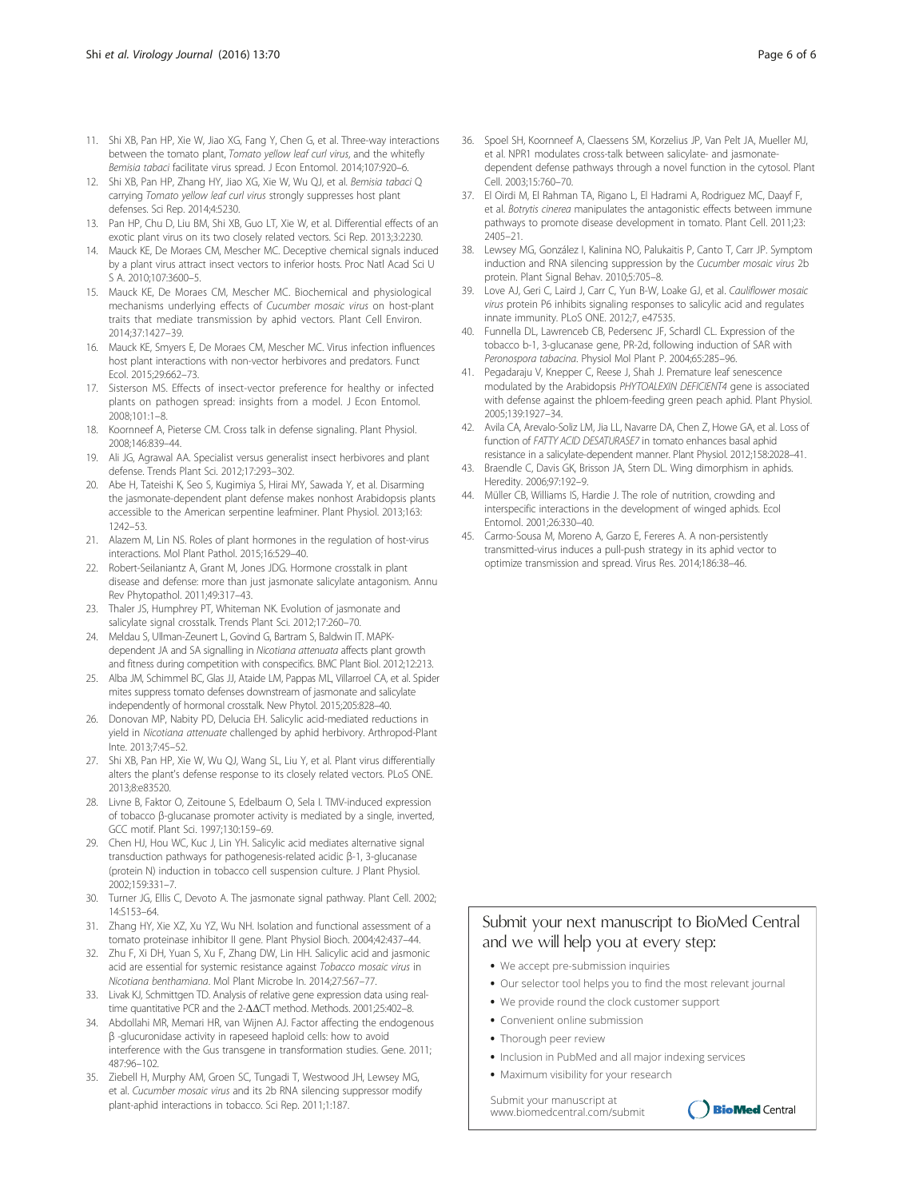11. Shi XB, Pan HP, Xie W, Jiao XG, Fang Y, Chen G, et al. Three-way interactions between the tomato plant, *Tomato yellow leaf curl virus*, and the whitefly *Bemisia tabaci* facilitate virus spread. J Econ Entomol. 2014;107:920–6.
12. Shi XB, Pan HP, Zhang HY, Jiao XG, Xie W, Wu QJ, et al. *Bemisia tabaci* Q carrying *Tomato yellow leaf curl virus* strongly suppresses host plant defenses. Sci Rep. 2014;4:5230.
13. Pan HP, Chu D, Liu BM, Shi XB, Guo LT, Xie W, et al. Differential effects of an exotic plant virus on its two closely related vectors. Sci Rep. 2013;3:2230.
14. Mauck KE, De Moraes CM, Mescher MC. Deceptive chemical signals induced by a plant virus attract insect vectors to inferior hosts. Proc Natl Acad Sci U S A. 2010;107:3600–5.
15. Mauck KE, De Moraes CM, Mescher MC. Biochemical and physiological mechanisms underlying effects of *Cucumber mosaic virus* on host-plant traits that mediate transmission by aphid vectors. Plant Cell Environ. 2014;37:1427–39.
16. Mauck KE, Smyers E, De Moraes CM, Mescher MC. Virus infection influences host plant interactions with non-vector herbivores and predators. Funct Ecol. 2015;29:662–73.
17. Sisterson MS. Effects of insect-vector preference for healthy or infected plants on pathogen spread: insights from a model. J Econ Entomol. 2008;101:1–8.
18. Koornneef A, Pieterse CM. Cross talk in defense signaling. Plant Physiol. 2008;146:839–44.
19. Ali JG, Agrawal AA. Specialist versus generalist insect herbivores and plant defense. Trends Plant Sci. 2012;17:293–302.
20. Abe H, Tateishi K, Seo S, Kugimiya S, Hirai MY, Sawada Y, et al. Disarming the jasmonate-dependent plant defense makes nonhost Arabidopsis plants accessible to the American serpentine leafminer. Plant Physiol. 2013;163: 1242–53.
21. Alazem M, Lin NS. Roles of plant hormones in the regulation of host-virus interactions. Mol Plant Pathol. 2015;16:529–40.
22. Robert-Seilaniantz A, Grant M, Jones JDG. Hormone crosstalk in plant disease and defense: more than just jasmonate salicylate antagonism. Annu Rev Phytopathol. 2011;49:317–43.
23. Thaler JS, Humphrey PT, Whiteman NK. Evolution of jasmonate and salicylate signal crosstalk. Trends Plant Sci. 2012;17:260–70.
24. Meldau S, Ullman-Zeunert L, Govind G, Bartram S, Baldwin IT. MAPK-dependent JA and SA signalling in *Nicotiana attenuata* affects plant growth and fitness during competition with conspecifics. BMC Plant Biol. 2012;12:213.
25. Alba JM, Schimmel BC, Glas JJ, Ataide LM, Pappas ML, Villarroel CA, et al. Spider mites suppress tomato defenses downstream of jasmonate and salicylate independently of hormonal crosstalk. New Phytol. 2015;205:828–40.
26. Donovan MP, Nabity PD, Delucia EH. Salicylic acid-mediated reductions in yield in *Nicotiana attenuate* challenged by aphid herbivory. Arthropod-Plant Inte. 2013;7:45–52.
27. Shi XB, Pan HP, Xie W, Wu QJ, Wang SL, Liu Y, et al. Plant virus differentially alters the plant's defense response to its closely related vectors. PLoS ONE. 2013;8:e83520.
28. Livne B, Faktor O, Zeitoune S, Edelbaum O, Sela I. TMV-induced expression of tobacco β-glucanase promoter activity is mediated by a single, inverted, GCC motif. Plant Sci. 1997;130:159–69.
29. Chen HJ, Hou WC, Kuc J, Lin YH. Salicylic acid mediates alternative signal transduction pathways for pathogenesis-related acidic β-1, 3-glucanase (protein N) induction in tobacco cell suspension culture. J Plant Physiol. 2002;159:331–7.
30. Turner JG, Ellis C, Devoto A. The jasmonate signal pathway. Plant Cell. 2002; 14:S153–64.
31. Zhang HY, Xie XZ, Xu YZ, Wu NH. Isolation and functional assessment of a tomato proteinase inhibitor II gene. Plant Physiol Bioch. 2004;42:437–44.
32. Zhu F, Xi DH, Yuan S, Xu F, Zhang DW, Lin HH. Salicylic acid and jasmonic acid are essential for systemic resistance against *Tobacco mosaic virus* in *Nicotiana benthamiana*. Mol Plant Microbe In. 2014;27:567–77.
33. Livak KJ, Schmittgen TD. Analysis of relative gene expression data using real-time quantitative PCR and the 2-ΔΔCT method. Methods. 2001;25:402–8.
34. Abdollahi MR, Memari HR, van Wijnen AJ. Factor affecting the endogenous β -glucuronidase activity in rapeseed haploid cells: how to avoid interference with the Gus transgene in transformation studies. Gene. 2011; 487:96–102.
35. Ziebell H, Murphy AM, Groen SC, Tungadi T, Westwood JH, Lewsey MG, et al. *Cucumber mosaic virus* and its 2b RNA silencing suppressor modify plant-aphid interactions in tobacco. Sci Rep. 2011;1:187.
36. Spoel SH, Koornneef A, Claessens SM, Korzelius JP, Van Pelt JA, Mueller MJ, et al. NPR1 modulates cross-talk between salicylate- and jasmonate-dependent defense pathways through a novel function in the cytosol. Plant Cell. 2003;15:760–70.
37. El Oirdi M, El Rahman TA, Rigano L, El Hadrami A, Rodriguez MC, Daayf F, et al. *Botrytis cinerea* manipulates the antagonistic effects between immune pathways to promote disease development in tomato. Plant Cell. 2011;23: 2405–21.
38. Lewsey MG, González I, Kalinina NO, Palukaitis P, Canto T, Carr JP. Symptom induction and RNA silencing suppression by the *Cucumber mosaic virus* 2b protein. Plant Signal Behav. 2010;5:705–8.
39. Love AJ, Geri C, Laird J, Carr C, Yun B-W, Loake GJ, et al. *Cauliflower mosaic virus* protein P6 inhibits signaling responses to salicylic acid and regulates innate immunity. PLoS ONE. 2012;7, e47535.
40. Funnella DL, Lawrenceb CB, Pedersenc JF, Schardl CL. Expression of the tobacco b-1, 3-glucanase gene, PR-2d, following induction of SAR with *Peronospora tabacina*. Physiol Mol Plant P. 2004;65:285–96.
41. Pegadaraju V, Knepper C, Reese J, Shah J. Premature leaf senescence modulated by the Arabidopsis *PHYTOALEXIN DEFICIENT4* gene is associated with defense against the phloem-feeding green peach aphid. Plant Physiol. 2005;139:1927–34.
42. Avila CA, Arevalo-Soliz LM, Jia LL, Navarre DA, Chen Z, Howe GA, et al. Loss of function of *FATTY ACID DESATURASE7* in tomato enhances basal aphid resistance in a salicylate-dependent manner. Plant Physiol. 2012;158:2028–41.
43. Braendle C, Davis GK, Brisson JA, Stern DL. Wing dimorphism in aphids. Heredity. 2006;97:192–9.
44. Müller CB, Williams IS, Hardie J. The role of nutrition, crowding and interspecific interactions in the development of winged aphids. Ecol Entomol. 2001;26:330–40.
45. Carmo-Sousa M, Moreno A, Garzo E, Fereres A. A non-persistently transmitted-virus induces a pull-push strategy in its aphid vector to optimize transmission and spread. Virus Res. 2014;186:38–46.

Submit your next manuscript to BioMed Central and we will help you at every step:

- We accept pre-submission inquiries
- Our selector tool helps you to find the most relevant journal
- We provide round the clock customer support
- Convenient online submission
- Thorough peer review
- Inclusion in PubMed and all major indexing services
- Maximum visibility for your research

Submit your manuscript at www.biomedcentral.com/submit

BioMed Central